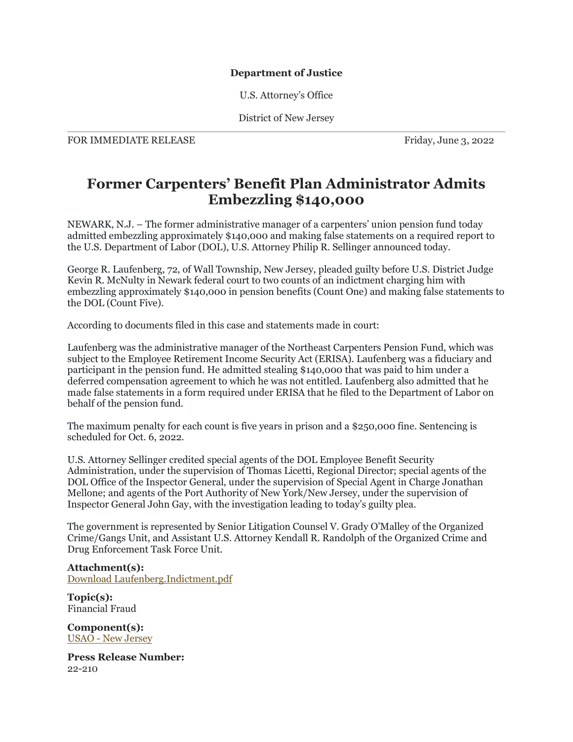**Department of Justice**

U.S. Attorney's Office

District of New Jersey

FOR IMMEDIATE RELEASE Friday, June 3, 2022

# Former Carpenters' Benefit Plan Administrator Admits Embezzling $140,000

NEWARK, N.J. – The former administrative manager of a carpenters' union pension fund today admitted embezzling approximately $140,000 and making false statements on a required report to the U.S. Department of Labor (DOL), U.S. Attorney Philip R. Sellinger announced today.

George R. Laufenberg, 72, of Wall Township, New Jersey, pleaded guilty before U.S. District Judge Kevin R. McNulty in Newark federal court to two counts of an indictment charging him with embezzling approximately $140,000 in pension benefits (Count One) and making false statements to the DOL (Count Five).

According to documents filed in this case and statements made in court:

Laufenberg was the administrative manager of the Northeast Carpenters Pension Fund, which was subject to the Employee Retirement Income Security Act (ERISA). Laufenberg was a fiduciary and participant in the pension fund. He admitted stealing $140,000 that was paid to him under a deferred compensation agreement to which he was not entitled. Laufenberg also admitted that he made false statements in a form required under ERISA that he filed to the Department of Labor on behalf of the pension fund.

The maximum penalty for each count is five years in prison and a $250,000 fine. Sentencing is scheduled for Oct. 6, 2022.

U.S. Attorney Sellinger credited special agents of the DOL Employee Benefit Security Administration, under the supervision of Thomas Licetti, Regional Director; special agents of the DOL Office of the Inspector General, under the supervision of Special Agent in Charge Jonathan Mellone; and agents of the Port Authority of New York/New Jersey, under the supervision of Inspector General John Gay, with the investigation leading to today's guilty plea.

The government is represented by Senior Litigation Counsel V. Grady O'Malley of the Organized Crime/Gangs Unit, and Assistant U.S. Attorney Kendall R. Randolph of the Organized Crime and Drug Enforcement Task Force Unit.

**Attachment(s):**
Download Laufenberg.Indictment.pdf

**Topic(s):**
Financial Fraud

**Component(s):**
USAO - New Jersey

**Press Release Number:**
22-210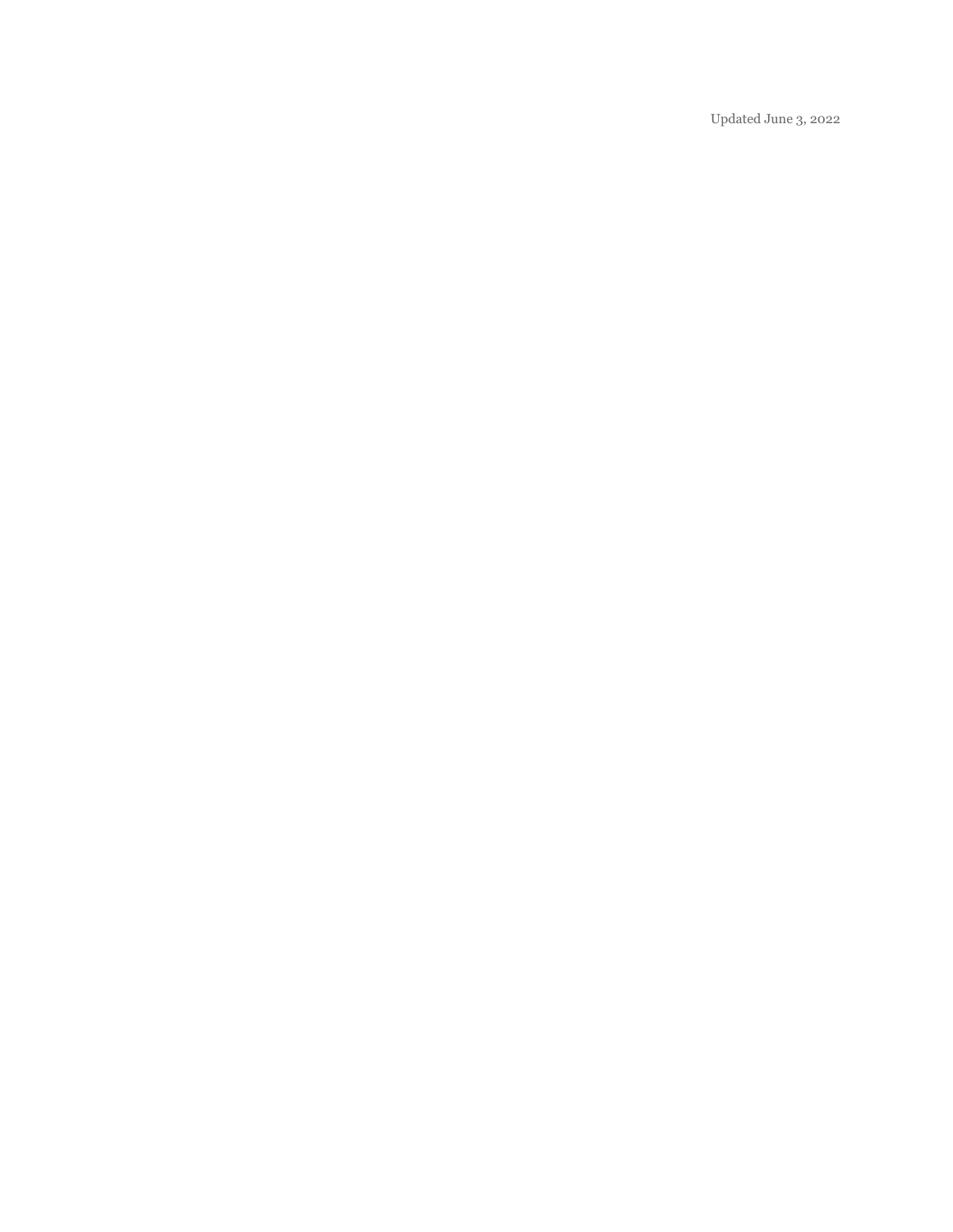Updated June 3, 2022